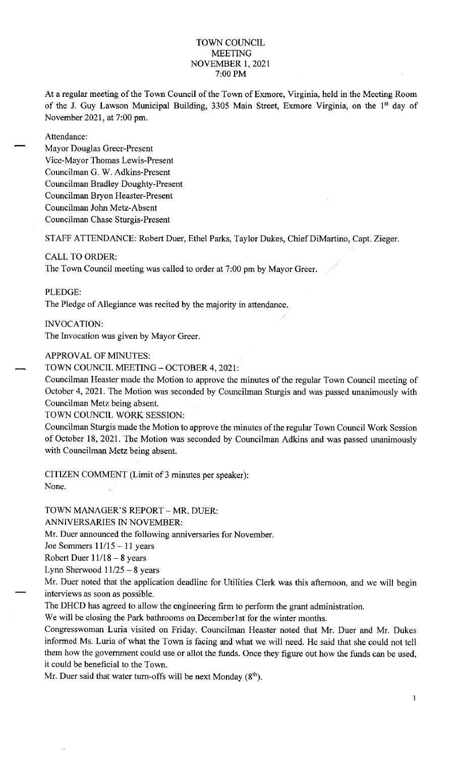# TOWN COUNCIL MEETING
## NOVEMBER 1, 2021
## 7:00 PM

At a regular meeting of the Town Council of the Town of Exmore, Virginia, held in the Meeting Room of the J. Guy Lawson Municipal Building, 3305 Main Street, Exmore Virginia, on the 1st day of November 2021, at 7:00 pm.

Attendance:
Mayor Douglas Greer-Present
Vice-Mayor Thomas Lewis-Present
Councilman G. W. Adkins-Present
Councilman Bradley Doughty-Present
Councilman Bryon Heaster-Present
Councilman John Metz-Absent
Councilman Chase Sturgis-Present

STAFF ATTENDANCE: Robert Duer, Ethel Parks, Taylor Dukes, Chief DiMartino, Capt. Zieger.

CALL TO ORDER:
The Town Council meeting was called to order at 7:00 pm by Mayor Greer.

PLEDGE:
The Pledge of Allegiance was recited by the majority in attendance.

INVOCATION:
The Invocation was given by Mayor Greer.

APPROVAL OF MINUTES:

TOWN COUNCIL MEETING – OCTOBER 4, 2021:
Councilman Heaster made the Motion to approve the minutes of the regular Town Council meeting of October 4, 2021. The Motion was seconded by Councilman Sturgis and was passed unanimously with Councilman Metz being absent.

TOWN COUNCIL WORK SESSION:
Councilman Sturgis made the Motion to approve the minutes of the regular Town Council Work Session of October 18, 2021. The Motion was seconded by Councilman Adkins and was passed unanimously with Councilman Metz being absent.

CITIZEN COMMENT (Limit of 3 minutes per speaker):
None.

TOWN MANAGER'S REPORT – MR. DUER:

ANNIVERSARIES IN NOVEMBER:
Mr. Duer announced the following anniversaries for November.
Joe Sommers 11/15 – 11 years
Robert Duer 11/18 – 8 years
Lynn Sherwood 11/25 – 8 years

Mr. Duer noted that the application deadline for Utilities Clerk was this afternoon, and we will begin interviews as soon as possible.

The DHCD has agreed to allow the engineering firm to perform the grant administration.

We will be closing the Park bathrooms on December1st for the winter months.

Congresswoman Luria visited on Friday. Councilman Heaster noted that Mr. Duer and Mr. Dukes informed Ms. Luria of what the Town is facing and what we will need. He said that she could not tell them how the government could use or allot the funds. Once they figure out how the funds can be used, it could be beneficial to the Town.

Mr. Duer said that water turn-offs will be next Monday (8th).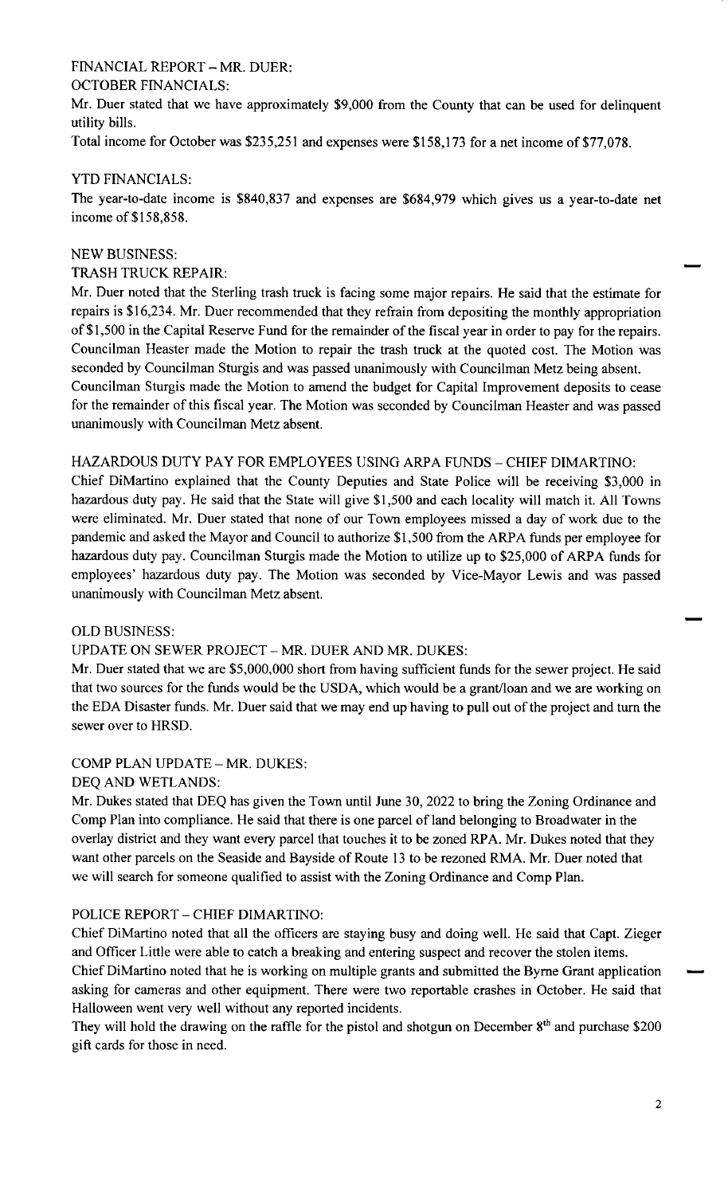FINANCIAL REPORT – MR. DUER:

OCTOBER FINANCIALS:

Mr. Duer stated that we have approximately $9,000 from the County that can be used for delinquent utility bills.

Total income for October was $235,251 and expenses were $158,173 for a net income of $77,078.

YTD FINANCIALS:

The year-to-date income is $840,837 and expenses are $684,979 which gives us a year-to-date net income of $158,858.

NEW BUSINESS:

TRASH TRUCK REPAIR:

Mr. Duer noted that the Sterling trash truck is facing some major repairs. He said that the estimate for repairs is $16,234. Mr. Duer recommended that they refrain from depositing the monthly appropriation of $1,500 in the Capital Reserve Fund for the remainder of the fiscal year in order to pay for the repairs. Councilman Heaster made the Motion to repair the trash truck at the quoted cost. The Motion was seconded by Councilman Sturgis and was passed unanimously with Councilman Metz being absent. Councilman Sturgis made the Motion to amend the budget for Capital Improvement deposits to cease for the remainder of this fiscal year. The Motion was seconded by Councilman Heaster and was passed unanimously with Councilman Metz absent.

HAZARDOUS DUTY PAY FOR EMPLOYEES USING ARPA FUNDS – CHIEF DIMARTINO:

Chief DiMartino explained that the County Deputies and State Police will be receiving $3,000 in hazardous duty pay. He said that the State will give $1,500 and each locality will match it. All Towns were eliminated. Mr. Duer stated that none of our Town employees missed a day of work due to the pandemic and asked the Mayor and Council to authorize $1,500 from the ARPA funds per employee for hazardous duty pay. Councilman Sturgis made the Motion to utilize up to $25,000 of ARPA funds for employees' hazardous duty pay. The Motion was seconded by Vice-Mayor Lewis and was passed unanimously with Councilman Metz absent.

OLD BUSINESS:

UPDATE ON SEWER PROJECT – MR. DUER AND MR. DUKES:

Mr. Duer stated that we are $5,000,000 short from having sufficient funds for the sewer project. He said that two sources for the funds would be the USDA, which would be a grant/loan and we are working on the EDA Disaster funds. Mr. Duer said that we may end up having to pull out of the project and turn the sewer over to HRSD.

COMP PLAN UPDATE – MR. DUKES:

DEQ AND WETLANDS:

Mr. Dukes stated that DEQ has given the Town until June 30, 2022 to bring the Zoning Ordinance and Comp Plan into compliance. He said that there is one parcel of land belonging to Broadwater in the overlay district and they want every parcel that touches it to be zoned RPA. Mr. Dukes noted that they want other parcels on the Seaside and Bayside of Route 13 to be rezoned RMA. Mr. Duer noted that we will search for someone qualified to assist with the Zoning Ordinance and Comp Plan.

POLICE REPORT – CHIEF DIMARTINO:

Chief DiMartino noted that all the officers are staying busy and doing well. He said that Capt. Zieger and Officer Little were able to catch a breaking and entering suspect and recover the stolen items. Chief DiMartino noted that he is working on multiple grants and submitted the Byrne Grant application asking for cameras and other equipment. There were two reportable crashes in October. He said that Halloween went very well without any reported incidents.

They will hold the drawing on the raffle for the pistol and shotgun on December 8th and purchase $200 gift cards for those in need.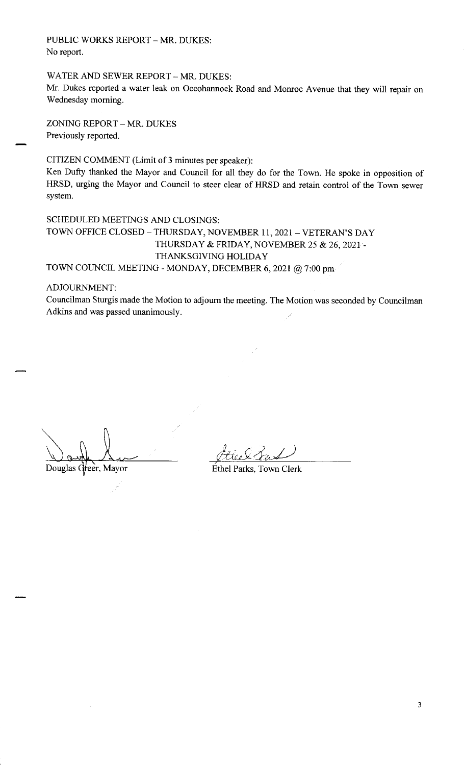PUBLIC WORKS REPORT – MR. DUKES:
No report.

WATER AND SEWER REPORT – MR. DUKES:
Mr. Dukes reported a water leak on Occohannock Road and Monroe Avenue that they will repair on Wednesday morning.

ZONING REPORT – MR. DUKES
Previously reported.

CITIZEN COMMENT (Limit of 3 minutes per speaker):
Ken Dufty thanked the Mayor and Council for all they do for the Town. He spoke in opposition of HRSD, urging the Mayor and Council to steer clear of HRSD and retain control of the Town sewer system.

SCHEDULED MEETINGS AND CLOSINGS:
TOWN OFFICE CLOSED – THURSDAY, NOVEMBER 11, 2021 – VETERAN'S DAY
THURSDAY & FRIDAY, NOVEMBER 25 & 26, 2021 - THANKSGIVING HOLIDAY
TOWN COUNCIL MEETING - MONDAY, DECEMBER 6, 2021 @ 7:00 pm

ADJOURNMENT:
Councilman Sturgis made the Motion to adjourn the meeting. The Motion was seconded by Councilman Adkins and was passed unanimously.

Douglas Greer, Mayor

Ethel Parks, Town Clerk